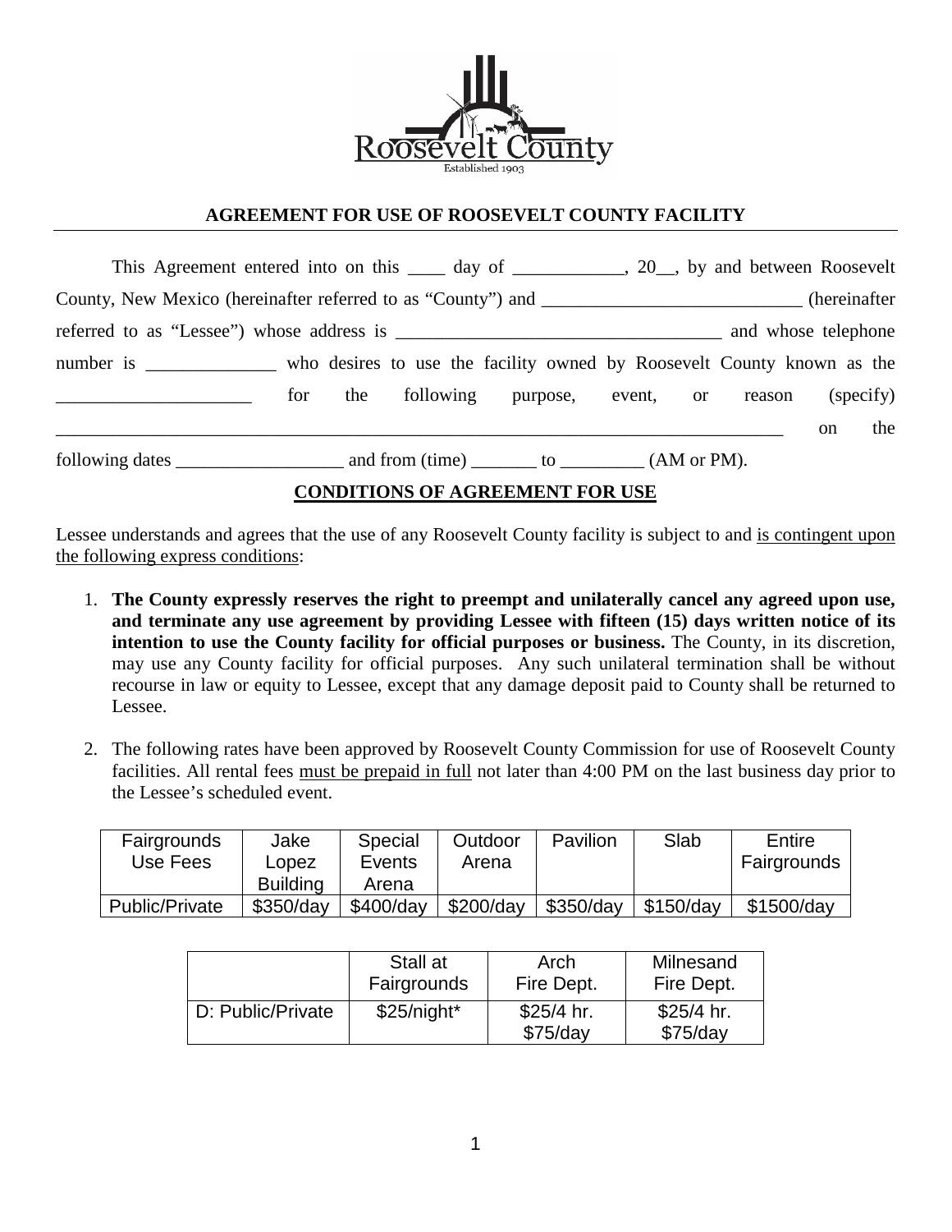Roosevelt County

Established 1903

## AGREEMENT FOR USE OF ROOSEVELT COUNTY FACILITY

This Agreement entered into on this ____ day of ____________, 20__, by and between Roosevelt County, New Mexico (hereinafter referred to as "County") and ____________________________ (hereinafter referred to as "Lessee") whose address is ___________________________________ and whose telephone number is ______________ who desires to use the facility owned by Roosevelt County known as the _____________________ for the following purpose, event, or reason (specify) ________________________________________________________________________________ on the following dates __________________ and from (time) _______ to _________ (AM or PM).

### CONDITIONS OF AGREEMENT FOR USE

Lessee understands and agrees that the use of any Roosevelt County facility is subject to and is contingent upon the following express conditions:

1. **The County expressly reserves the right to preempt and unilaterally cancel any agreed upon use, and terminate any use agreement by providing Lessee with fifteen (15) days written notice of its intention to use the County facility for official purposes or business.** The County, in its discretion, may use any County facility for official purposes. Any such unilateral termination shall be without recourse in law or equity to Lessee, except that any damage deposit paid to County shall be returned to Lessee.

2. The following rates have been approved by Roosevelt County Commission for use of Roosevelt County facilities. All rental fees must be prepaid in full not later than 4:00 PM on the last business day prior to the Lessee's scheduled event.

| Fairgrounds Use Fees | Jake Lopez Building | Special Events Arena | Outdoor Arena | Pavilion | Slab | Entire Fairgrounds |
|---|---|---|---|---|---|---|
| Public/Private | $350/day | $400/day | $200/day | $350/day | $150/day | $1500/day |

| | Stall at Fairgrounds | Arch Fire Dept. | Milnesand Fire Dept. |
|---|---|---|---|
| D: Public/Private | $25/night* | $25/4 hr. $75/day | $25/4 hr. $75/day |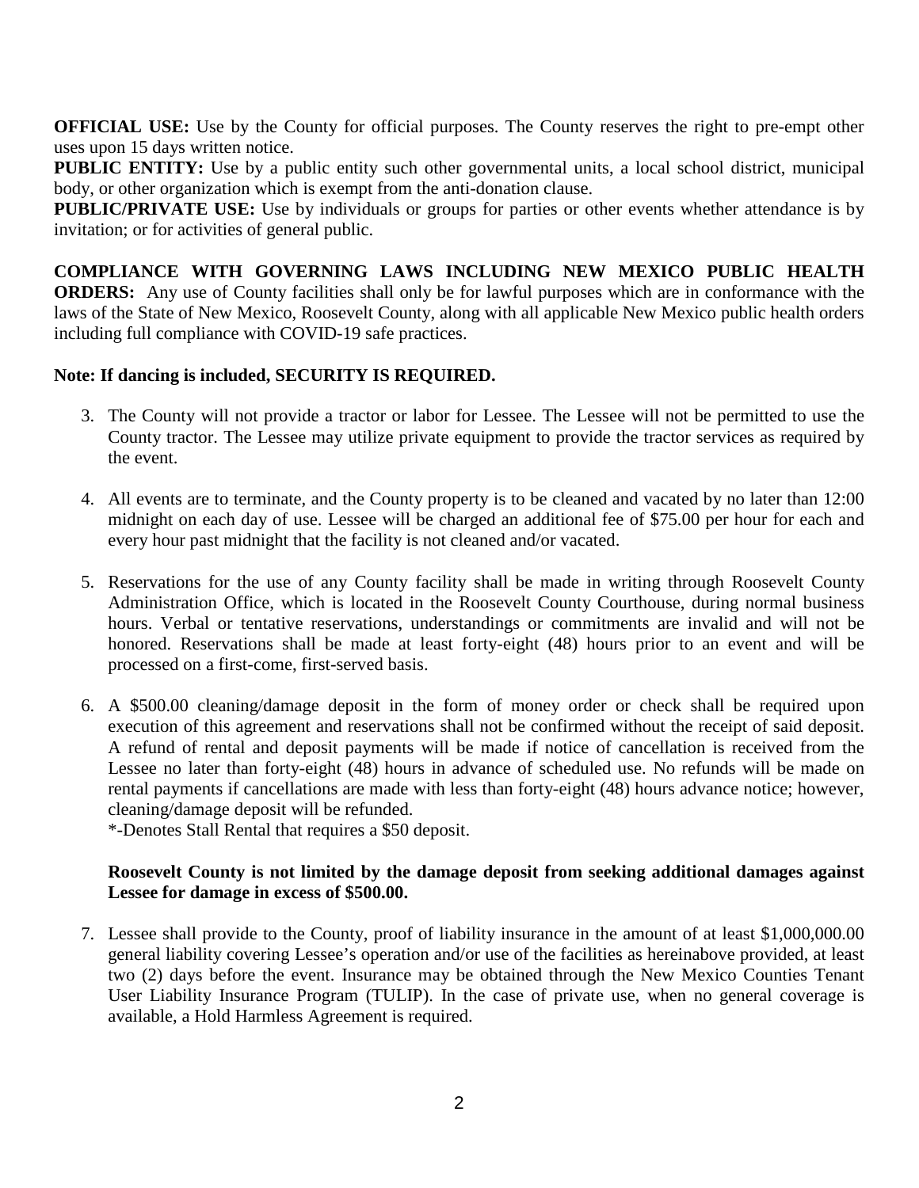**OFFICIAL USE:** Use by the County for official purposes. The County reserves the right to pre-empt other uses upon 15 days written notice.

**PUBLIC ENTITY:** Use by a public entity such other governmental units, a local school district, municipal body, or other organization which is exempt from the anti-donation clause.

**PUBLIC/PRIVATE USE:** Use by individuals or groups for parties or other events whether attendance is by invitation; or for activities of general public.

**COMPLIANCE WITH GOVERNING LAWS INCLUDING NEW MEXICO PUBLIC HEALTH ORDERS:** Any use of County facilities shall only be for lawful purposes which are in conformance with the laws of the State of New Mexico, Roosevelt County, along with all applicable New Mexico public health orders including full compliance with COVID-19 safe practices.

**Note: If dancing is included, SECURITY IS REQUIRED.**

3. The County will not provide a tractor or labor for Lessee. The Lessee will not be permitted to use the County tractor. The Lessee may utilize private equipment to provide the tractor services as required by the event.

4. All events are to terminate, and the County property is to be cleaned and vacated by no later than 12:00 midnight on each day of use. Lessee will be charged an additional fee of $75.00 per hour for each and every hour past midnight that the facility is not cleaned and/or vacated.

5. Reservations for the use of any County facility shall be made in writing through Roosevelt County Administration Office, which is located in the Roosevelt County Courthouse, during normal business hours. Verbal or tentative reservations, understandings or commitments are invalid and will not be honored. Reservations shall be made at least forty-eight (48) hours prior to an event and will be processed on a first-come, first-served basis.

6. A $500.00 cleaning/damage deposit in the form of money order or check shall be required upon execution of this agreement and reservations shall not be confirmed without the receipt of said deposit. A refund of rental and deposit payments will be made if notice of cancellation is received from the Lessee no later than forty-eight (48) hours in advance of scheduled use. No refunds will be made on rental payments if cancellations are made with less than forty-eight (48) hours advance notice; however, cleaning/damage deposit will be refunded.
   *-Denotes Stall Rental that requires a $50 deposit.

   **Roosevelt County is not limited by the damage deposit from seeking additional damages against Lessee for damage in excess of $500.00.**

7. Lessee shall provide to the County, proof of liability insurance in the amount of at least $1,000,000.00 general liability covering Lessee's operation and/or use of the facilities as hereinabove provided, at least two (2) days before the event. Insurance may be obtained through the New Mexico Counties Tenant User Liability Insurance Program (TULIP). In the case of private use, when no general coverage is available, a Hold Harmless Agreement is required.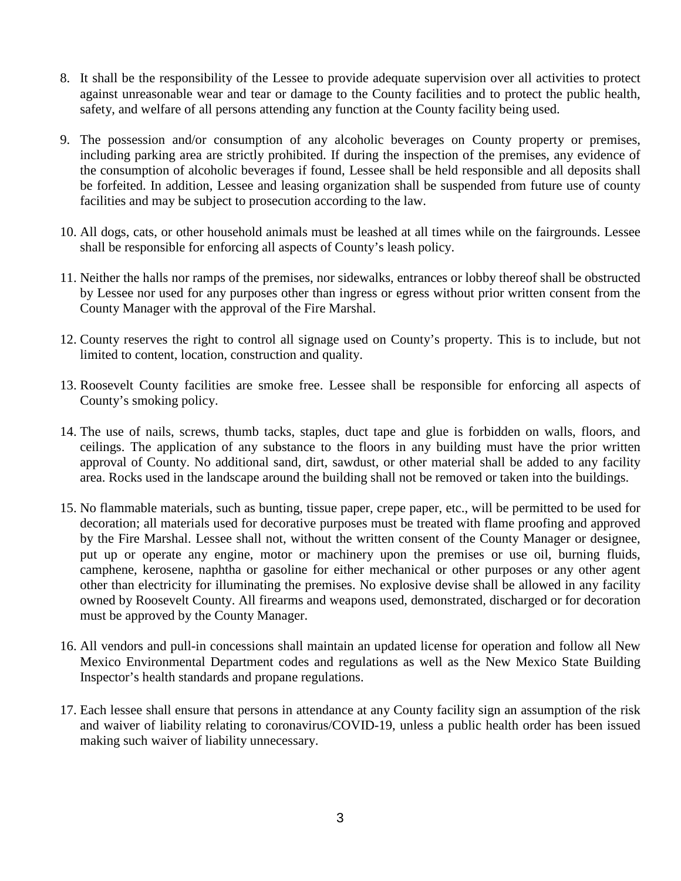8. It shall be the responsibility of the Lessee to provide adequate supervision over all activities to protect against unreasonable wear and tear or damage to the County facilities and to protect the public health, safety, and welfare of all persons attending any function at the County facility being used.

9. The possession and/or consumption of any alcoholic beverages on County property or premises, including parking area are strictly prohibited. If during the inspection of the premises, any evidence of the consumption of alcoholic beverages if found, Lessee shall be held responsible and all deposits shall be forfeited. In addition, Lessee and leasing organization shall be suspended from future use of county facilities and may be subject to prosecution according to the law.

10. All dogs, cats, or other household animals must be leashed at all times while on the fairgrounds. Lessee shall be responsible for enforcing all aspects of County's leash policy.

11. Neither the halls nor ramps of the premises, nor sidewalks, entrances or lobby thereof shall be obstructed by Lessee nor used for any purposes other than ingress or egress without prior written consent from the County Manager with the approval of the Fire Marshal.

12. County reserves the right to control all signage used on County's property. This is to include, but not limited to content, location, construction and quality.

13. Roosevelt County facilities are smoke free. Lessee shall be responsible for enforcing all aspects of County's smoking policy.

14. The use of nails, screws, thumb tacks, staples, duct tape and glue is forbidden on walls, floors, and ceilings. The application of any substance to the floors in any building must have the prior written approval of County. No additional sand, dirt, sawdust, or other material shall be added to any facility area. Rocks used in the landscape around the building shall not be removed or taken into the buildings.

15. No flammable materials, such as bunting, tissue paper, crepe paper, etc., will be permitted to be used for decoration; all materials used for decorative purposes must be treated with flame proofing and approved by the Fire Marshal. Lessee shall not, without the written consent of the County Manager or designee, put up or operate any engine, motor or machinery upon the premises or use oil, burning fluids, camphene, kerosene, naphtha or gasoline for either mechanical or other purposes or any other agent other than electricity for illuminating the premises. No explosive devise shall be allowed in any facility owned by Roosevelt County. All firearms and weapons used, demonstrated, discharged or for decoration must be approved by the County Manager.

16. All vendors and pull-in concessions shall maintain an updated license for operation and follow all New Mexico Environmental Department codes and regulations as well as the New Mexico State Building Inspector's health standards and propane regulations.

17. Each lessee shall ensure that persons in attendance at any County facility sign an assumption of the risk and waiver of liability relating to coronavirus/COVID-19, unless a public health order has been issued making such waiver of liability unnecessary.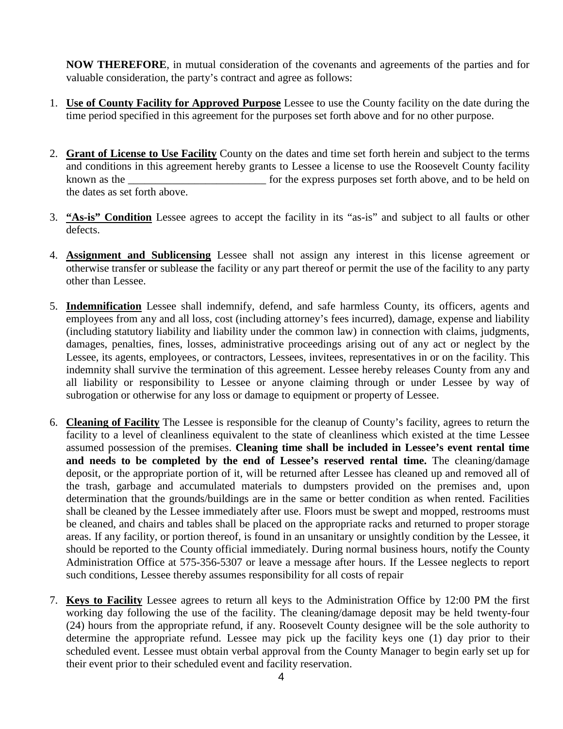**NOW THEREFORE**, in mutual consideration of the covenants and agreements of the parties and for valuable consideration, the party's contract and agree as follows:

1. **Use of County Facility for Approved Purpose** Lessee to use the County facility on the date during the time period specified in this agreement for the purposes set forth above and for no other purpose.

2. **Grant of License to Use Facility** County on the dates and time set forth herein and subject to the terms and conditions in this agreement hereby grants to Lessee a license to use the Roosevelt County facility known as the _________________________ for the express purposes set forth above, and to be held on the dates as set forth above.

3. **"As-is" Condition** Lessee agrees to accept the facility in its "as-is" and subject to all faults or other defects.

4. **Assignment and Sublicensing** Lessee shall not assign any interest in this license agreement or otherwise transfer or sublease the facility or any part thereof or permit the use of the facility to any party other than Lessee.

5. **Indemnification** Lessee shall indemnify, defend, and safe harmless County, its officers, agents and employees from any and all loss, cost (including attorney's fees incurred), damage, expense and liability (including statutory liability and liability under the common law) in connection with claims, judgments, damages, penalties, fines, losses, administrative proceedings arising out of any act or neglect by the Lessee, its agents, employees, or contractors, Lessees, invitees, representatives in or on the facility. This indemnity shall survive the termination of this agreement. Lessee hereby releases County from any and all liability or responsibility to Lessee or anyone claiming through or under Lessee by way of subrogation or otherwise for any loss or damage to equipment or property of Lessee.

6. **Cleaning of Facility** The Lessee is responsible for the cleanup of County's facility, agrees to return the facility to a level of cleanliness equivalent to the state of cleanliness which existed at the time Lessee assumed possession of the premises. **Cleaning time shall be included in Lessee's event rental time and needs to be completed by the end of Lessee's reserved rental time.** The cleaning/damage deposit, or the appropriate portion of it, will be returned after Lessee has cleaned up and removed all of the trash, garbage and accumulated materials to dumpsters provided on the premises and, upon determination that the grounds/buildings are in the same or better condition as when rented. Facilities shall be cleaned by the Lessee immediately after use. Floors must be swept and mopped, restrooms must be cleaned, and chairs and tables shall be placed on the appropriate racks and returned to proper storage areas. If any facility, or portion thereof, is found in an unsanitary or unsightly condition by the Lessee, it should be reported to the County official immediately. During normal business hours, notify the County Administration Office at 575-356-5307 or leave a message after hours. If the Lessee neglects to report such conditions, Lessee thereby assumes responsibility for all costs of repair

7. **Keys to Facility** Lessee agrees to return all keys to the Administration Office by 12:00 PM the first working day following the use of the facility. The cleaning/damage deposit may be held twenty-four (24) hours from the appropriate refund, if any. Roosevelt County designee will be the sole authority to determine the appropriate refund. Lessee may pick up the facility keys one (1) day prior to their scheduled event. Lessee must obtain verbal approval from the County Manager to begin early set up for their event prior to their scheduled event and facility reservation.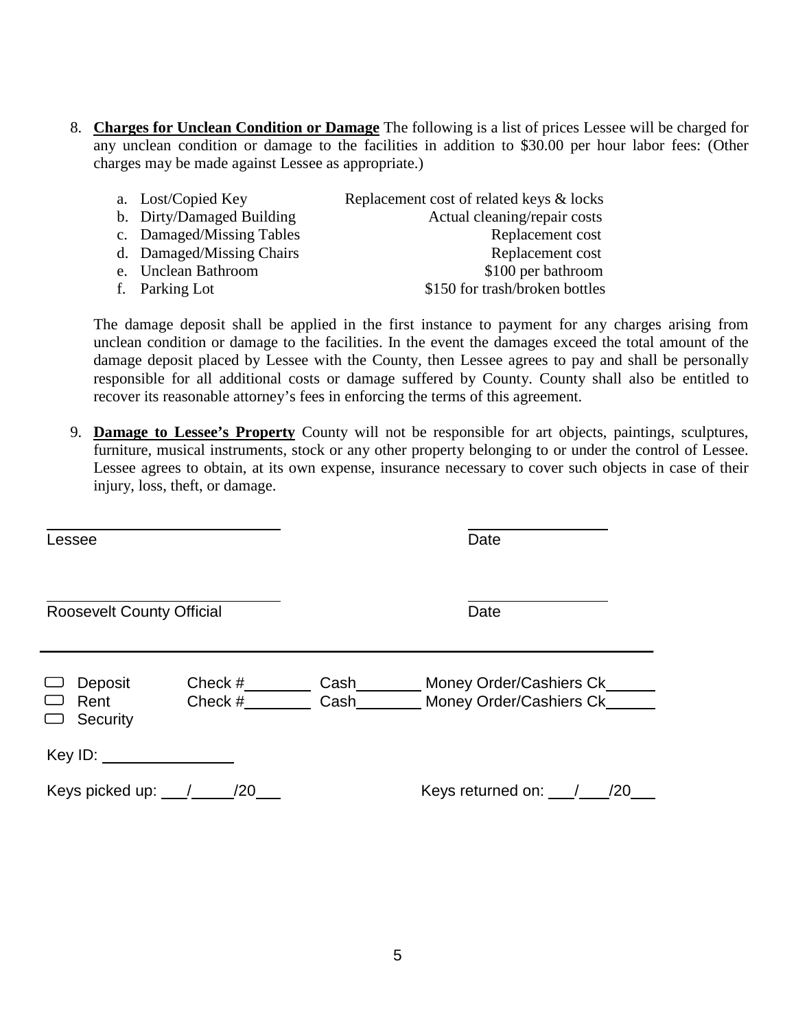8. **Charges for Unclean Condition or Damage** The following is a list of prices Lessee will be charged for any unclean condition or damage to the facilities in addition to $30.00 per hour labor fees: (Other charges may be made against Lessee as appropriate.)

   | | |
   |---|---|
   | a. Lost/Copied Key | Replacement cost of related keys & locks |
   | b. Dirty/Damaged Building | Actual cleaning/repair costs |
   | c. Damaged/Missing Tables | Replacement cost |
   | d. Damaged/Missing Chairs | Replacement cost |
   | e. Unclean Bathroom | $100 per bathroom |
   | f. Parking Lot | $150 for trash/broken bottles |

   The damage deposit shall be applied in the first instance to payment for any charges arising from unclean condition or damage to the facilities. In the event the damages exceed the total amount of the damage deposit placed by Lessee with the County, then Lessee agrees to pay and shall be personally responsible for all additional costs or damage suffered by County. County shall also be entitled to recover its reasonable attorney's fees in enforcing the terms of this agreement.

9. **Damage to Lessee's Property** County will not be responsible for art objects, paintings, sculptures, furniture, musical instruments, stock or any other property belonging to or under the control of Lessee. Lessee agrees to obtain, at its own expense, insurance necessary to cover such objects in case of their injury, loss, theft, or damage.

______________________________ ________________
Lessee Date

______________________________ ________________
Roosevelt County Official Date

---

☐ Deposit Check #________ Cash________ Money Order/Cashiers Ck______
☐ Rent Check #________ Cash________ Money Order/Cashiers Ck______
☐ Security

Key ID: _______________

Keys picked up: ___/_____/20___ Keys returned on: ___/___/20___